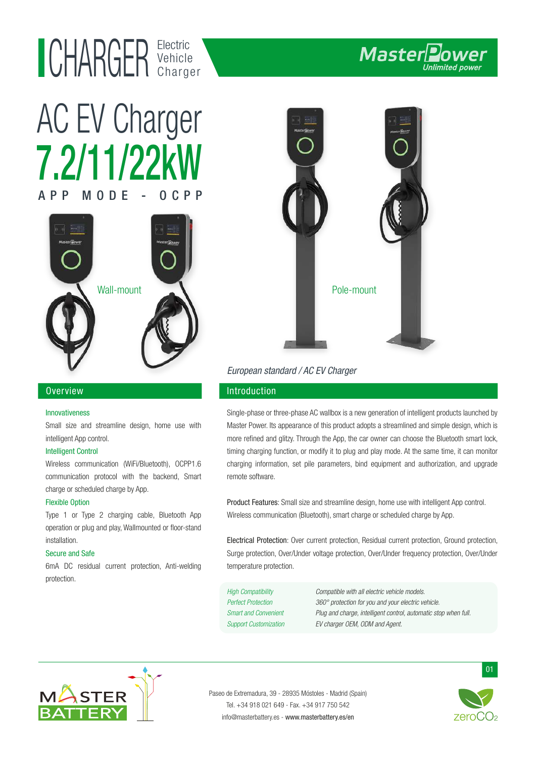# CHARGER Electric Vehicle Charger

MasterPower Unlimited power

# AC EV Charger 7.2/11/22kW

APP MODE - OCPP

Wall-mount

Pole-mount

*European standard / AC EV Charger*

## Overview

**Innovativeness**

Small size and streamline design, home use with intelligent App control.

**Intelligent Control**

Wireless communication (WiFi/Bluetooth), OCPP1.6 communication protocol with the backend, Smart charge or scheduled charge by App.

**Flexible Option**

Type 1 or Type 2 charging cable, Bluetooth App operation or plug and play, Wallmounted or floor-stand installation.

**Secure and Safe**

6mA DC residual current protection, Anti-welding protection.

## Introduction

Single-phase or three-phase AC wallbox is a new generation of intelligent products launched by Master Power. Its appearance of this product adopts a streamlined and simple design, which is more refined and glitzy. Through the App, the car owner can choose the Bluetooth smart lock, timing charging function, or modify it to plug and play mode. At the same time, it can monitor charging information, set pile parameters, bind equipment and authorization, and upgrade remote software.

Product Features: Small size and streamline design, home use with intelligent App control. Wireless communication (Bluetooth), smart charge or scheduled charge by App.

Electrical Protection: Over current protection, Residual current protection, Ground protection, Surge protection, Over/Under voltage protection, Over/Under frequency protection, Over/Under temperature protection.

| | |
|---|---|
| *High Compatibility* | *Compatible with all electric vehicle models.* |
| *Perfect Protection* | *360° protection for you and your electric vehicle.* |
| *Smart and Convenient* | *Plug and charge, intelligent control, automatic stop when full.* |
| *Support Customization* | *EV charger OEM, ODM and Agent.* |

MASTER BATTERY

Paseo de Extremadura, 39 - 28935 Móstoles - Madrid (Spain)
Tel. +34 918 021 649 - Fax. +34 917 750 542
info@masterbattery.es - www.masterbattery.es/en

zero$CO_2$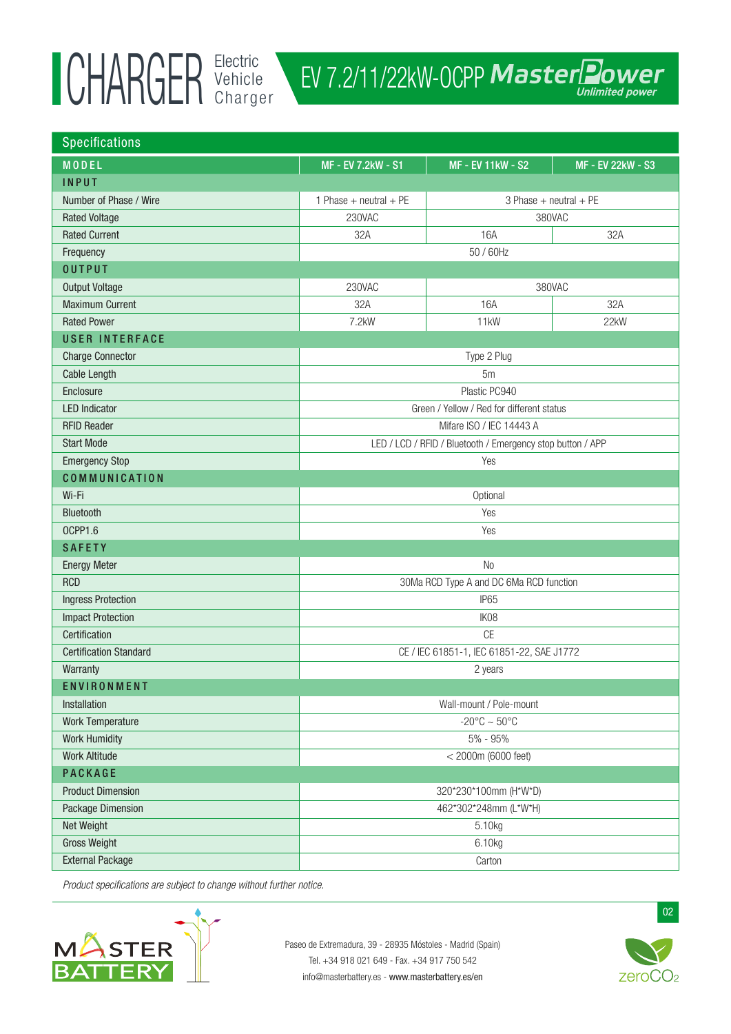# CHARGER Electric Vehicle Charger

## EV 7.2/11/22kW-OCPP MasterPower Unlimited power

### Specifications

| MODEL | MF - EV 7.2kW - S1 | MF - EV 11kW - S2 | MF - EV 22kW - S3 |
|---|---|---|---|
| **INPUT** | | | |
| Number of Phase / Wire | 1 Phase + neutral + PE | 3 Phase + neutral + PE | |
| Rated Voltage | 230VAC | 380VAC | |
| Rated Current | 32A | 16A | 32A |
| Frequency | 50 / 60Hz | | |
| **OUTPUT** | | | |
| Output Voltage | 230VAC | 380VAC | |
| Maximum Current | 32A | 16A | 32A |
| Rated Power | 7.2kW | 11kW | 22kW |
| **USER INTERFACE** | | | |
| Charge Connector | Type 2 Plug | | |
| Cable Length | 5m | | |
| Enclosure | Plastic PC940 | | |
| LED Indicator | Green / Yellow / Red for different status | | |
| RFID Reader | Mifare ISO / IEC 14443 A | | |
| Start Mode | LED / LCD / RFID / Bluetooth / Emergency stop button / APP | | |
| Emergency Stop | Yes | | |
| **COMMUNICATION** | | | |
| Wi-Fi | Optional | | |
| Bluetooth | Yes | | |
| OCPP1.6 | Yes | | |
| **SAFETY** | | | |
| Energy Meter | No | | |
| RCD | 30Ma RCD Type A and DC 6Ma RCD function | | |
| Ingress Protection | IP65 | | |
| Impact Protection | IK08 | | |
| Certification | CE | | |
| Certification Standard | CE / IEC 61851-1, IEC 61851-22, SAE J1772 | | |
| Warranty | 2 years | | |
| **ENVIRONMENT** | | | |
| Installation | Wall-mount / Pole-mount | | |
| Work Temperature | -20°C ~ 50°C | | |
| Work Humidity | 5% - 95% | | |
| Work Altitude | < 2000m (6000 feet) | | |
| **PACKAGE** | | | |
| Product Dimension | 320*230*100mm (H*W*D) | | |
| Package Dimension | 462*302*248mm (L*W*H) | | |
| Net Weight | 5.10kg | | |
| Gross Weight | 6.10kg | | |
| External Package | Carton | | |

*Product specifications are subject to change without further notice.*

MASTER BATTERY

Paseo de Extremadura, 39 - 28935 Móstoles - Madrid (Spain)
Tel. +34 918 021 649 - Fax. +34 917 750 542
info@masterbattery.es - www.masterbattery.es/en

zero$CO_2$